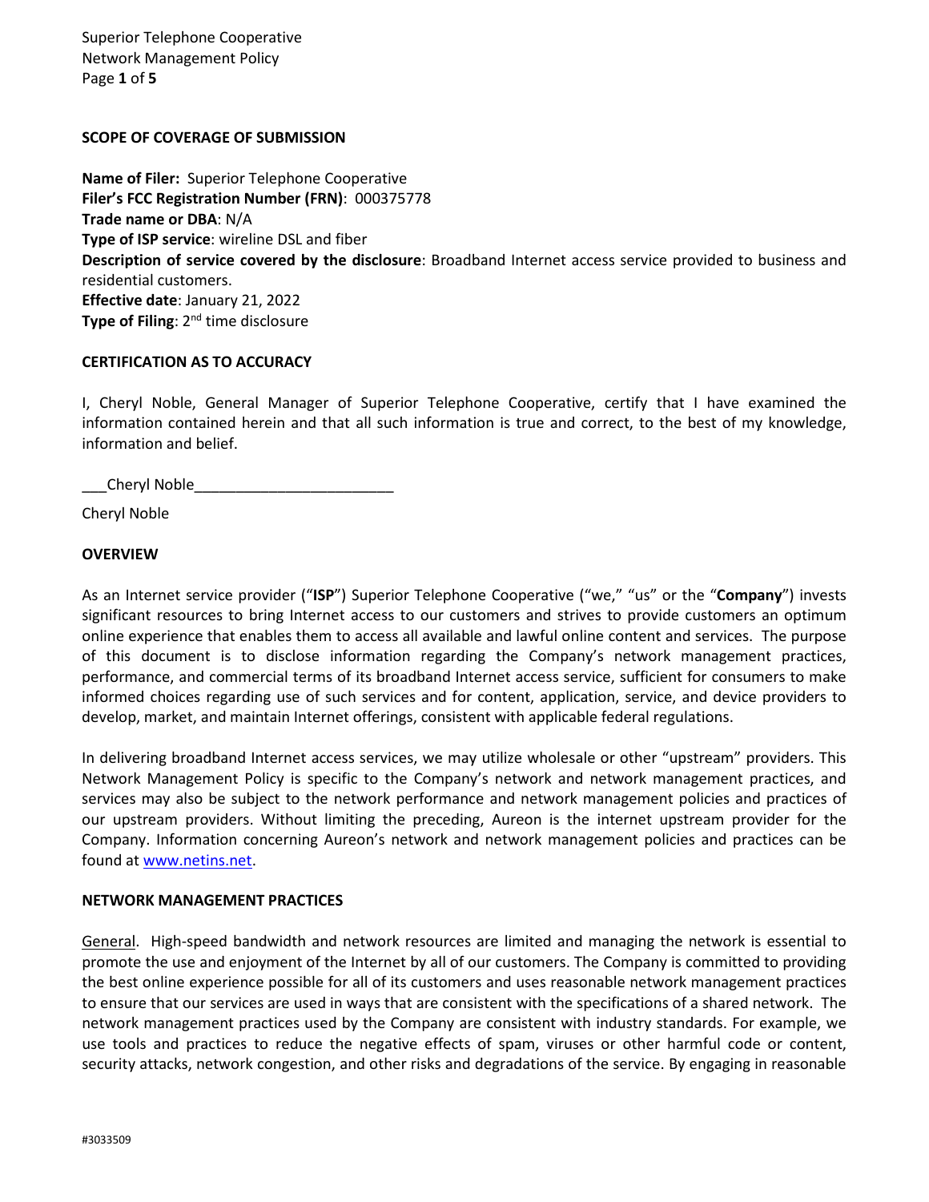## SCOPE OF COVERAGE OF SUBMISSION

**Name of Filer:** Superior Telephone Cooperative
**Filer's FCC Registration Number (FRN)**: 000375778
**Trade name or DBA**: N/A
**Type of ISP service**: wireline DSL and fiber
**Description of service covered by the disclosure**: Broadband Internet access service provided to business and residential customers.
**Effective date**: January 21, 2022
**Type of Filing**: 2nd time disclosure

## CERTIFICATION AS TO ACCURACY

I, Cheryl Noble, General Manager of Superior Telephone Cooperative, certify that I have examined the information contained herein and that all such information is true and correct, to the best of my knowledge, information and belief.

___Cheryl Noble________________________

Cheryl Noble

## OVERVIEW

As an Internet service provider ("**ISP**") Superior Telephone Cooperative ("we," "us" or the "**Company**") invests significant resources to bring Internet access to our customers and strives to provide customers an optimum online experience that enables them to access all available and lawful online content and services. The purpose of this document is to disclose information regarding the Company's network management practices, performance, and commercial terms of its broadband Internet access service, sufficient for consumers to make informed choices regarding use of such services and for content, application, service, and device providers to develop, market, and maintain Internet offerings, consistent with applicable federal regulations.

In delivering broadband Internet access services, we may utilize wholesale or other "upstream" providers. This Network Management Policy is specific to the Company's network and network management practices, and services may also be subject to the network performance and network management policies and practices of our upstream providers. Without limiting the preceding, Aureon is the internet upstream provider for the Company. Information concerning Aureon's network and network management policies and practices can be found at [www.netins.net](www.netins.net).

## NETWORK MANAGEMENT PRACTICES

General. High-speed bandwidth and network resources are limited and managing the network is essential to promote the use and enjoyment of the Internet by all of our customers. The Company is committed to providing the best online experience possible for all of its customers and uses reasonable network management practices to ensure that our services are used in ways that are consistent with the specifications of a shared network. The network management practices used by the Company are consistent with industry standards. For example, we use tools and practices to reduce the negative effects of spam, viruses or other harmful code or content, security attacks, network congestion, and other risks and degradations of the service. By engaging in reasonable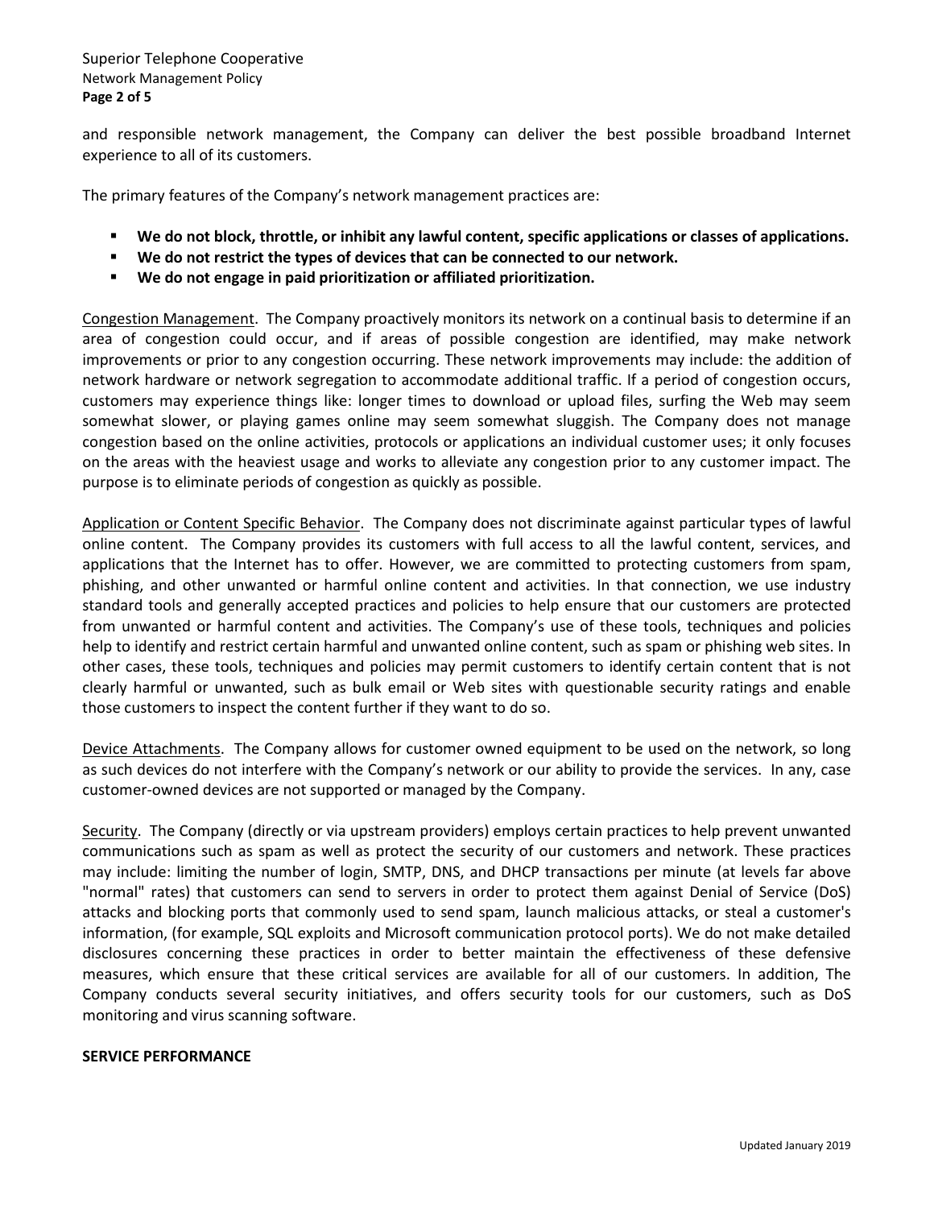and responsible network management, the Company can deliver the best possible broadband Internet experience to all of its customers.

The primary features of the Company's network management practices are:

- **We do not block, throttle, or inhibit any lawful content, specific applications or classes of applications.**
- **We do not restrict the types of devices that can be connected to our network.**
- **We do not engage in paid prioritization or affiliated prioritization.**

Congestion Management. The Company proactively monitors its network on a continual basis to determine if an area of congestion could occur, and if areas of possible congestion are identified, may make network improvements or prior to any congestion occurring. These network improvements may include: the addition of network hardware or network segregation to accommodate additional traffic. If a period of congestion occurs, customers may experience things like: longer times to download or upload files, surfing the Web may seem somewhat slower, or playing games online may seem somewhat sluggish. The Company does not manage congestion based on the online activities, protocols or applications an individual customer uses; it only focuses on the areas with the heaviest usage and works to alleviate any congestion prior to any customer impact. The purpose is to eliminate periods of congestion as quickly as possible.

Application or Content Specific Behavior. The Company does not discriminate against particular types of lawful online content. The Company provides its customers with full access to all the lawful content, services, and applications that the Internet has to offer. However, we are committed to protecting customers from spam, phishing, and other unwanted or harmful online content and activities. In that connection, we use industry standard tools and generally accepted practices and policies to help ensure that our customers are protected from unwanted or harmful content and activities. The Company's use of these tools, techniques and policies help to identify and restrict certain harmful and unwanted online content, such as spam or phishing web sites. In other cases, these tools, techniques and policies may permit customers to identify certain content that is not clearly harmful or unwanted, such as bulk email or Web sites with questionable security ratings and enable those customers to inspect the content further if they want to do so.

Device Attachments. The Company allows for customer owned equipment to be used on the network, so long as such devices do not interfere with the Company's network or our ability to provide the services. In any, case customer-owned devices are not supported or managed by the Company.

Security. The Company (directly or via upstream providers) employs certain practices to help prevent unwanted communications such as spam as well as protect the security of our customers and network. These practices may include: limiting the number of login, SMTP, DNS, and DHCP transactions per minute (at levels far above "normal" rates) that customers can send to servers in order to protect them against Denial of Service (DoS) attacks and blocking ports that commonly used to send spam, launch malicious attacks, or steal a customer's information, (for example, SQL exploits and Microsoft communication protocol ports). We do not make detailed disclosures concerning these practices in order to better maintain the effectiveness of these defensive measures, which ensure that these critical services are available for all of our customers. In addition, The Company conducts several security initiatives, and offers security tools for our customers, such as DoS monitoring and virus scanning software.

**SERVICE PERFORMANCE**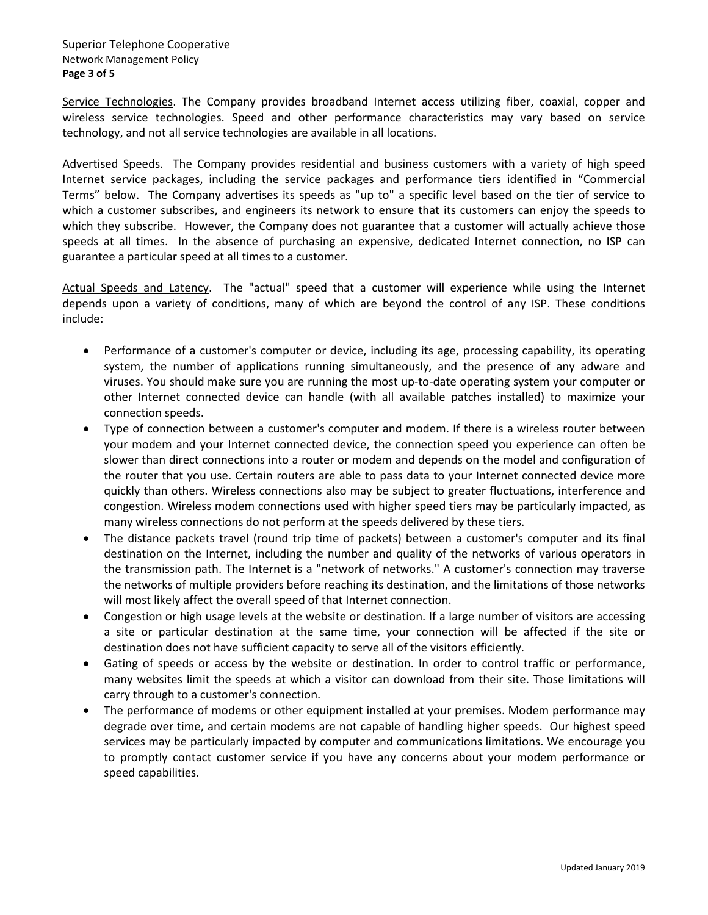<u>Service Technologies</u>. The Company provides broadband Internet access utilizing fiber, coaxial, copper and wireless service technologies. Speed and other performance characteristics may vary based on service technology, and not all service technologies are available in all locations.

<u>Advertised Speeds</u>. The Company provides residential and business customers with a variety of high speed Internet service packages, including the service packages and performance tiers identified in "Commercial Terms" below. The Company advertises its speeds as "up to" a specific level based on the tier of service to which a customer subscribes, and engineers its network to ensure that its customers can enjoy the speeds to which they subscribe. However, the Company does not guarantee that a customer will actually achieve those speeds at all times. In the absence of purchasing an expensive, dedicated Internet connection, no ISP can guarantee a particular speed at all times to a customer.

<u>Actual Speeds and Latency</u>. The "actual" speed that a customer will experience while using the Internet depends upon a variety of conditions, many of which are beyond the control of any ISP. These conditions include:

- Performance of a customer's computer or device, including its age, processing capability, its operating system, the number of applications running simultaneously, and the presence of any adware and viruses. You should make sure you are running the most up-to-date operating system your computer or other Internet connected device can handle (with all available patches installed) to maximize your connection speeds.
- Type of connection between a customer's computer and modem. If there is a wireless router between your modem and your Internet connected device, the connection speed you experience can often be slower than direct connections into a router or modem and depends on the model and configuration of the router that you use. Certain routers are able to pass data to your Internet connected device more quickly than others. Wireless connections also may be subject to greater fluctuations, interference and congestion. Wireless modem connections used with higher speed tiers may be particularly impacted, as many wireless connections do not perform at the speeds delivered by these tiers.
- The distance packets travel (round trip time of packets) between a customer's computer and its final destination on the Internet, including the number and quality of the networks of various operators in the transmission path. The Internet is a "network of networks." A customer's connection may traverse the networks of multiple providers before reaching its destination, and the limitations of those networks will most likely affect the overall speed of that Internet connection.
- Congestion or high usage levels at the website or destination. If a large number of visitors are accessing a site or particular destination at the same time, your connection will be affected if the site or destination does not have sufficient capacity to serve all of the visitors efficiently.
- Gating of speeds or access by the website or destination. In order to control traffic or performance, many websites limit the speeds at which a visitor can download from their site. Those limitations will carry through to a customer's connection.
- The performance of modems or other equipment installed at your premises. Modem performance may degrade over time, and certain modems are not capable of handling higher speeds. Our highest speed services may be particularly impacted by computer and communications limitations. We encourage you to promptly contact customer service if you have any concerns about your modem performance or speed capabilities.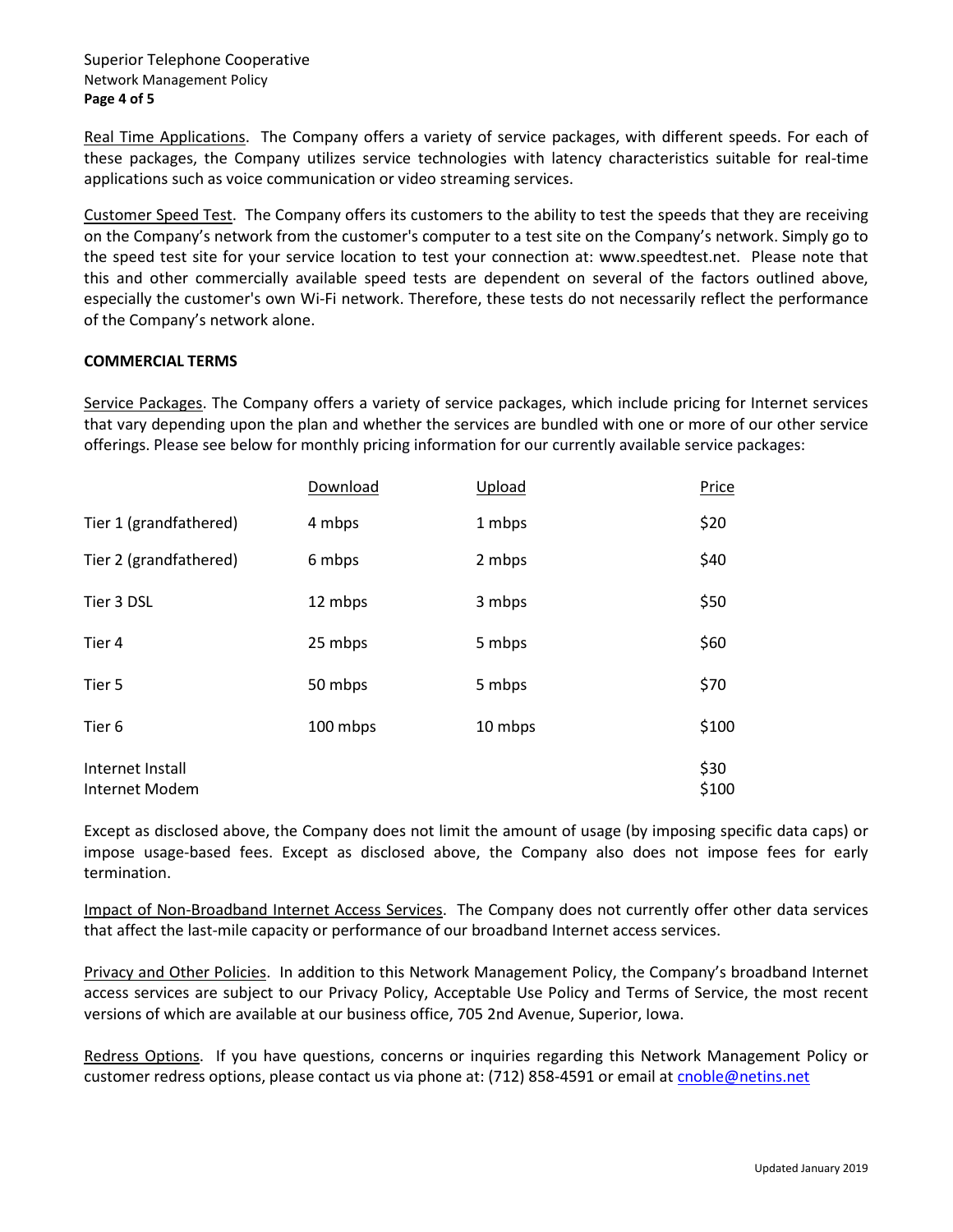Real Time Applications. The Company offers a variety of service packages, with different speeds. For each of these packages, the Company utilizes service technologies with latency characteristics suitable for real-time applications such as voice communication or video streaming services.

Customer Speed Test. The Company offers its customers to the ability to test the speeds that they are receiving on the Company's network from the customer's computer to a test site on the Company's network. Simply go to the speed test site for your service location to test your connection at: www.speedtest.net. Please note that this and other commercially available speed tests are dependent on several of the factors outlined above, especially the customer's own Wi-Fi network. Therefore, these tests do not necessarily reflect the performance of the Company's network alone.

**COMMERCIAL TERMS**

Service Packages. The Company offers a variety of service packages, which include pricing for Internet services that vary depending upon the plan and whether the services are bundled with one or more of our other service offerings. Please see below for monthly pricing information for our currently available service packages:

| | Download | Upload | Price |
|---|---|---|---|
| Tier 1 (grandfathered) | 4 mbps | 1 mbps | $20 |
| Tier 2 (grandfathered) | 6 mbps | 2 mbps | $40 |
| Tier 3 DSL | 12 mbps | 3 mbps | $50 |
| Tier 4 | 25 mbps | 5 mbps | $60 |
| Tier 5 | 50 mbps | 5 mbps | $70 |
| Tier 6 | 100 mbps | 10 mbps | $100 |
| Internet Install | | | $30 |
| Internet Modem | | | $100 |

Except as disclosed above, the Company does not limit the amount of usage (by imposing specific data caps) or impose usage-based fees. Except as disclosed above, the Company also does not impose fees for early termination.

Impact of Non-Broadband Internet Access Services. The Company does not currently offer other data services that affect the last-mile capacity or performance of our broadband Internet access services.

Privacy and Other Policies. In addition to this Network Management Policy, the Company's broadband Internet access services are subject to our Privacy Policy, Acceptable Use Policy and Terms of Service, the most recent versions of which are available at our business office, 705 2nd Avenue, Superior, Iowa.

Redress Options. If you have questions, concerns or inquiries regarding this Network Management Policy or customer redress options, please contact us via phone at: (712) 858-4591 or email at cnoble@netins.net